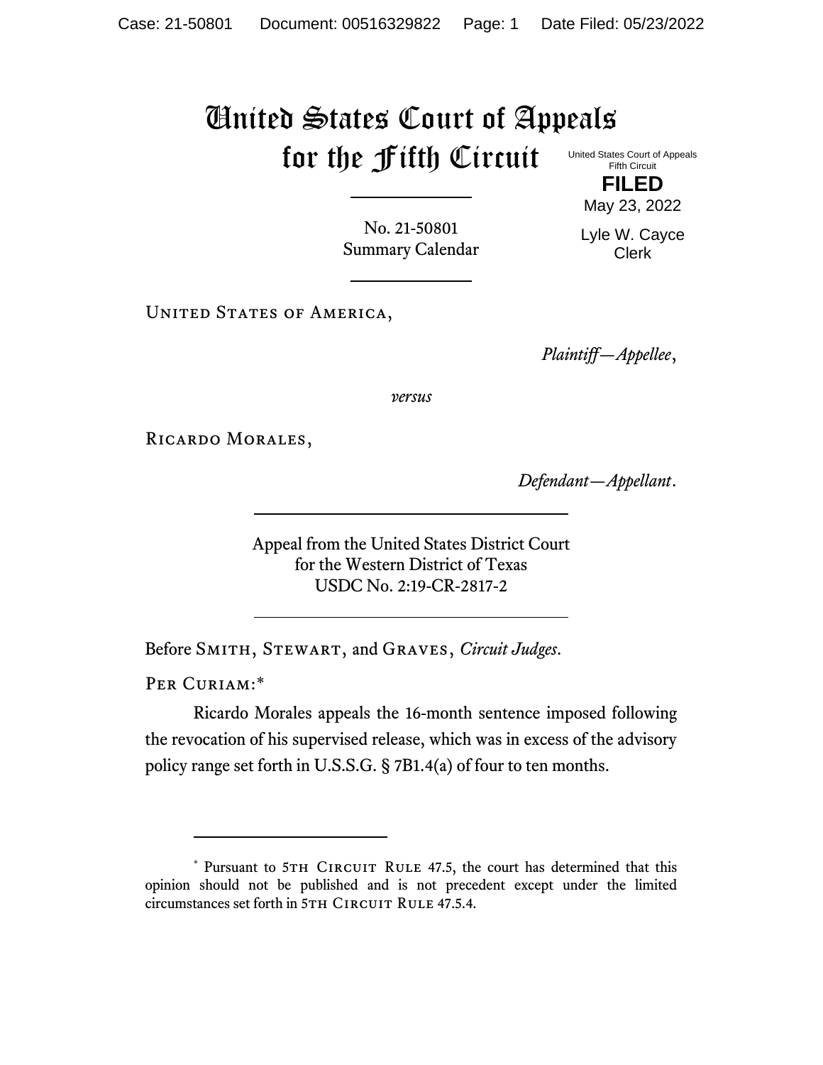# United States Court of Appeals for the Fifth Circuit

United States Court of Appeals
Fifth Circuit

**FILED**

May 23, 2022

Lyle W. Cayce
Clerk

No. 21-50801
Summary Calendar

---

United States of America,

*Plaintiff—Appellee*,

*versus*

Ricardo Morales,

*Defendant—Appellant*.

---

Appeal from the United States District Court
for the Western District of Texas
USDC No. 2:19-CR-2817-2

---

Before Smith, Stewart, and Graves, *Circuit Judges*.

Per Curiam:*

Ricardo Morales appeals the 16-month sentence imposed following the revocation of his supervised release, which was in excess of the advisory policy range set forth in U.S.S.G. § 7B1.4(a) of four to ten months.

---

* Pursuant to 5th Circuit Rule 47.5, the court has determined that this opinion should not be published and is not precedent except under the limited circumstances set forth in 5th Circuit Rule 47.5.4.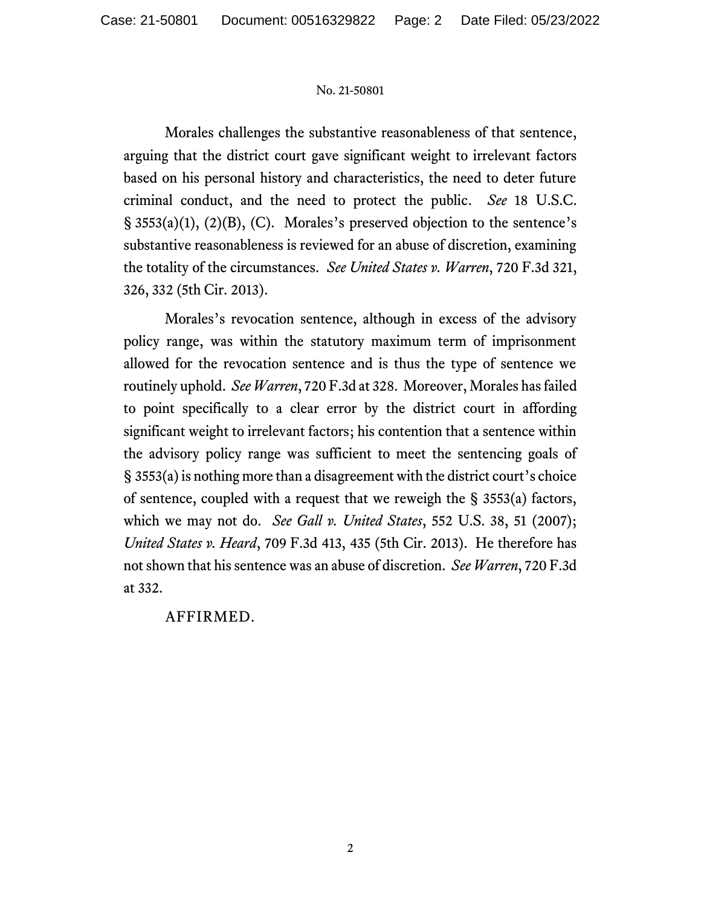Morales challenges the substantive reasonableness of that sentence, arguing that the district court gave significant weight to irrelevant factors based on his personal history and characteristics, the need to deter future criminal conduct, and the need to protect the public. *See* 18 U.S.C. § 3553(a)(1), (2)(B), (C). Morales's preserved objection to the sentence's substantive reasonableness is reviewed for an abuse of discretion, examining the totality of the circumstances. *See United States v. Warren*, 720 F.3d 321, 326, 332 (5th Cir. 2013).

Morales's revocation sentence, although in excess of the advisory policy range, was within the statutory maximum term of imprisonment allowed for the revocation sentence and is thus the type of sentence we routinely uphold. *See Warren*, 720 F.3d at 328. Moreover, Morales has failed to point specifically to a clear error by the district court in affording significant weight to irrelevant factors; his contention that a sentence within the advisory policy range was sufficient to meet the sentencing goals of § 3553(a) is nothing more than a disagreement with the district court's choice of sentence, coupled with a request that we reweigh the § 3553(a) factors, which we may not do. *See Gall v. United States*, 552 U.S. 38, 51 (2007); *United States v. Heard*, 709 F.3d 413, 435 (5th Cir. 2013). He therefore has not shown that his sentence was an abuse of discretion. *See Warren*, 720 F.3d at 332.

AFFIRMED.